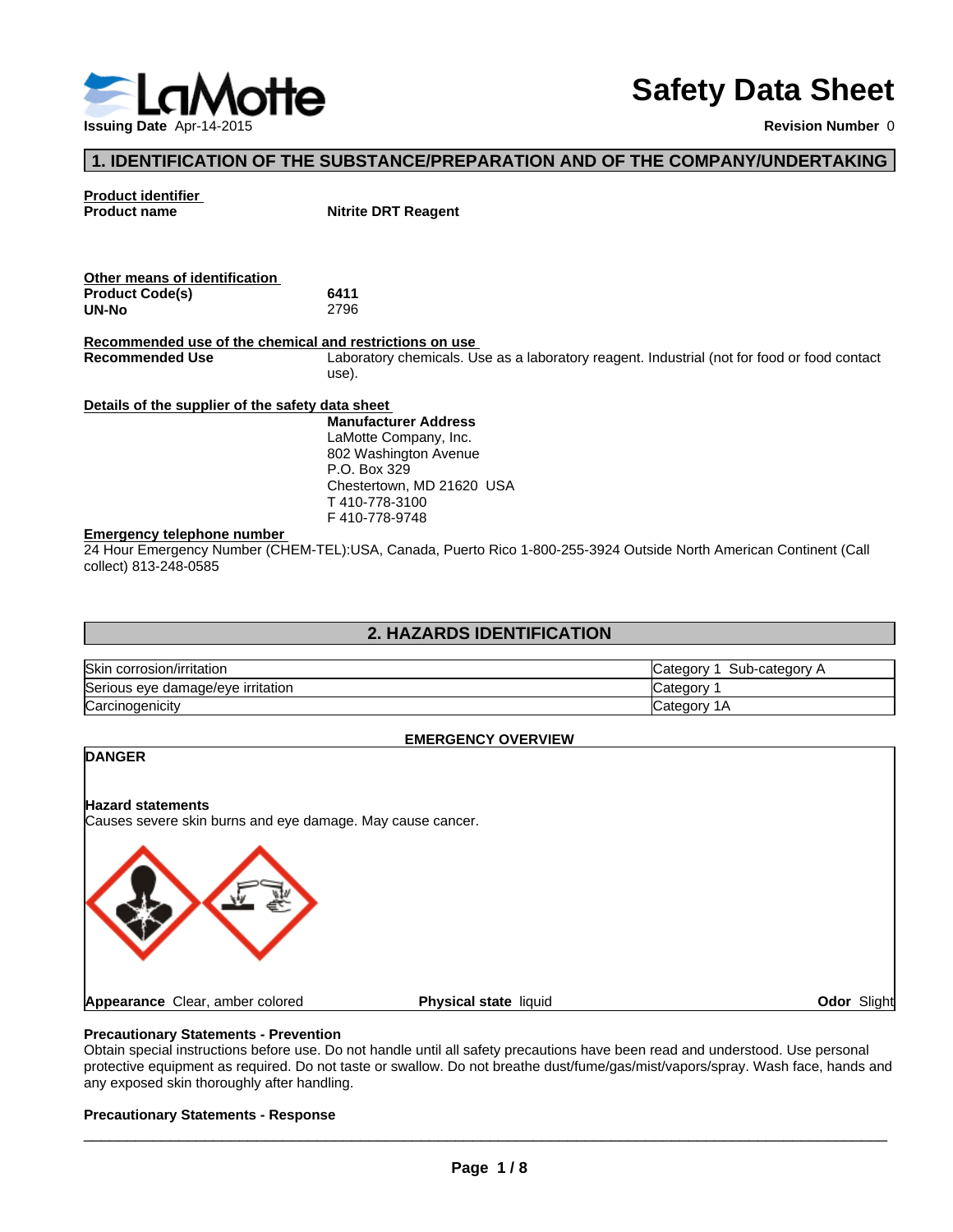# Safety Data Sheet

**Issuing Date** Apr-14-2015

**Revision Number** 0

## 1. IDENTIFICATION OF THE SUBSTANCE/PREPARATION AND OF THE COMPANY/UNDERTAKING

**Product identifier**

**Product name** **Nitrite DRT Reagent**

**Other means of identification**

**Product Code(s)** **6411**

**UN-No** 2796

**Recommended use of the chemical and restrictions on use**

**Recommended Use** Laboratory chemicals. Use as a laboratory reagent. Industrial (not for food or food contact use).

**Details of the supplier of the safety data sheet**

**Manufacturer Address**
LaMotte Company, Inc.
802 Washington Avenue
P.O. Box 329
Chestertown, MD 21620 USA
T 410-778-3100
F 410-778-9748

**Emergency telephone number**

24 Hour Emergency Number (CHEM-TEL):USA, Canada, Puerto Rico 1-800-255-3924 Outside North American Continent (Call collect) 813-248-0585

## 2. HAZARDS IDENTIFICATION

| Hazard class | Category |
|---|---|
| Skin corrosion/irritation | Category 1 Sub-category A |
| Serious eye damage/eye irritation | Category 1 |
| Carcinogenicity | Category 1A |

**EMERGENCY OVERVIEW**

**DANGER**

**Hazard statements**

Causes severe skin burns and eye damage. May cause cancer.

**Appearance** Clear, amber colored **Physical state** liquid **Odor** Slight

**Precautionary Statements - Prevention**

Obtain special instructions before use. Do not handle until all safety precautions have been read and understood. Use personal protective equipment as required. Do not taste or swallow. Do not breathe dust/fume/gas/mist/vapors/spray. Wash face, hands and any exposed skin thoroughly after handling.

**Precautionary Statements - Response**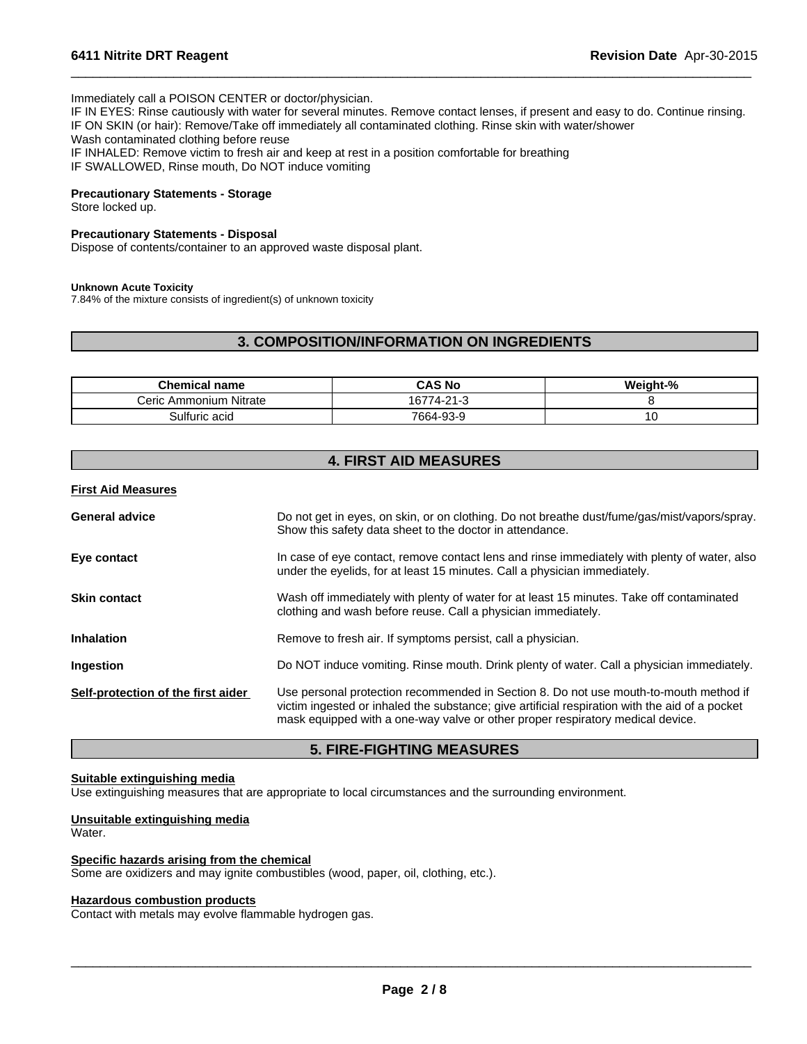Immediately call a POISON CENTER or doctor/physician.
IF IN EYES: Rinse cautiously with water for several minutes. Remove contact lenses, if present and easy to do. Continue rinsing.
IF ON SKIN (or hair): Remove/Take off immediately all contaminated clothing. Rinse skin with water/shower
Wash contaminated clothing before reuse
IF INHALED: Remove victim to fresh air and keep at rest in a position comfortable for breathing
IF SWALLOWED, Rinse mouth, Do NOT induce vomiting

**Precautionary Statements - Storage**
Store locked up.

**Precautionary Statements - Disposal**
Dispose of contents/container to an approved waste disposal plant.

**Unknown Acute Toxicity**
7.84% of the mixture consists of ingredient(s) of unknown toxicity

## 3. COMPOSITION/INFORMATION ON INGREDIENTS

| Chemical name | CAS No | Weight-% |
|---|---|---|
| Ceric Ammonium Nitrate | 16774-21-3 | 8 |
| Sulfuric acid | 7664-93-9 | 10 |

## 4. FIRST AID MEASURES

**First Aid Measures**

**General advice** Do not get in eyes, on skin, or on clothing. Do not breathe dust/fume/gas/mist/vapors/spray. Show this safety data sheet to the doctor in attendance.

**Eye contact** In case of eye contact, remove contact lens and rinse immediately with plenty of water, also under the eyelids, for at least 15 minutes. Call a physician immediately.

**Skin contact** Wash off immediately with plenty of water for at least 15 minutes. Take off contaminated clothing and wash before reuse. Call a physician immediately.

**Inhalation** Remove to fresh air. If symptoms persist, call a physician.

**Ingestion** Do NOT induce vomiting. Rinse mouth. Drink plenty of water. Call a physician immediately.

**Self-protection of the first aider** Use personal protection recommended in Section 8. Do not use mouth-to-mouth method if victim ingested or inhaled the substance; give artificial respiration with the aid of a pocket mask equipped with a one-way valve or other proper respiratory medical device.

## 5. FIRE-FIGHTING MEASURES

**Suitable extinguishing media**
Use extinguishing measures that are appropriate to local circumstances and the surrounding environment.

**Unsuitable extinguishing media**
Water.

**Specific hazards arising from the chemical**
Some are oxidizers and may ignite combustibles (wood, paper, oil, clothing, etc.).

**Hazardous combustion products**
Contact with metals may evolve flammable hydrogen gas.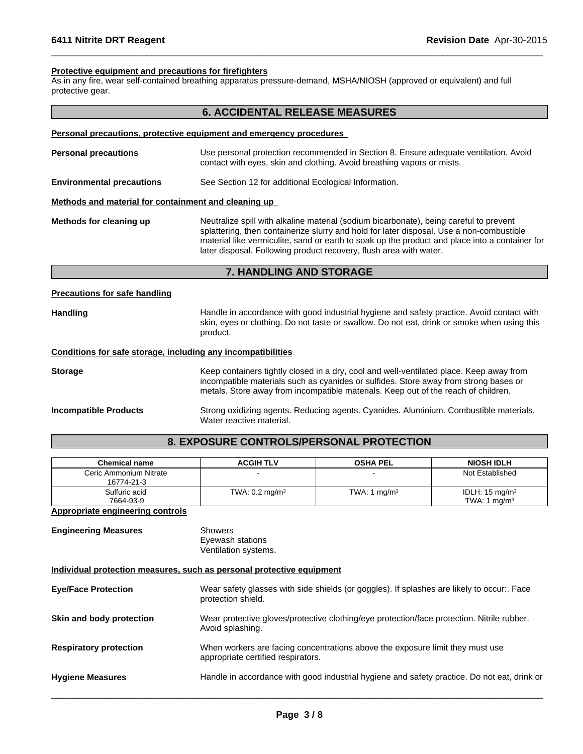**Protective equipment and precautions for firefighters**

As in any fire, wear self-contained breathing apparatus pressure-demand, MSHA/NIOSH (approved or equivalent) and full protective gear.

## 6. ACCIDENTAL RELEASE MEASURES

**Personal precautions, protective equipment and emergency procedures**

**Personal precautions** — Use personal protection recommended in Section 8. Ensure adequate ventilation. Avoid contact with eyes, skin and clothing. Avoid breathing vapors or mists.

**Environmental precautions** — See Section 12 for additional Ecological Information.

**Methods and material for containment and cleaning up**

**Methods for cleaning up** — Neutralize spill with alkaline material (sodium bicarbonate), being careful to prevent splattering, then containerize slurry and hold for later disposal. Use a non-combustible material like vermiculite, sand or earth to soak up the product and place into a container for later disposal. Following product recovery, flush area with water.

## 7. HANDLING AND STORAGE

**Precautions for safe handling**

**Handling** — Handle in accordance with good industrial hygiene and safety practice. Avoid contact with skin, eyes or clothing. Do not taste or swallow. Do not eat, drink or smoke when using this product.

**Conditions for safe storage, including any incompatibilities**

**Storage** — Keep containers tightly closed in a dry, cool and well-ventilated place. Keep away from incompatible materials such as cyanides or sulfides. Store away from strong bases or metals. Store away from incompatible materials. Keep out of the reach of children.

**Incompatible Products** — Strong oxidizing agents. Reducing agents. Cyanides. Aluminium. Combustible materials. Water reactive material.

## 8. EXPOSURE CONTROLS/PERSONAL PROTECTION

| Chemical name | ACGIH TLV | OSHA PEL | NIOSH IDLH |
|---|---|---|---|
| Ceric Ammonium Nitrate 16774-21-3 | - | - | Not Established |
| Sulfuric acid 7664-93-9 | TWA: 0.2 mg/m³ | TWA: 1 mg/m³ | IDLH: 15 mg/m³ TWA: 1 mg/m³ |

**Appropriate engineering controls**

**Engineering Measures** — Showers
Eyewash stations
Ventilation systems.

**Individual protection measures, such as personal protective equipment**

**Eye/Face Protection** — Wear safety glasses with side shields (or goggles). If splashes are likely to occur:. Face protection shield.

**Skin and body protection** — Wear protective gloves/protective clothing/eye protection/face protection. Nitrile rubber. Avoid splashing.

**Respiratory protection** — When workers are facing concentrations above the exposure limit they must use appropriate certified respirators.

**Hygiene Measures** — Handle in accordance with good industrial hygiene and safety practice. Do not eat, drink or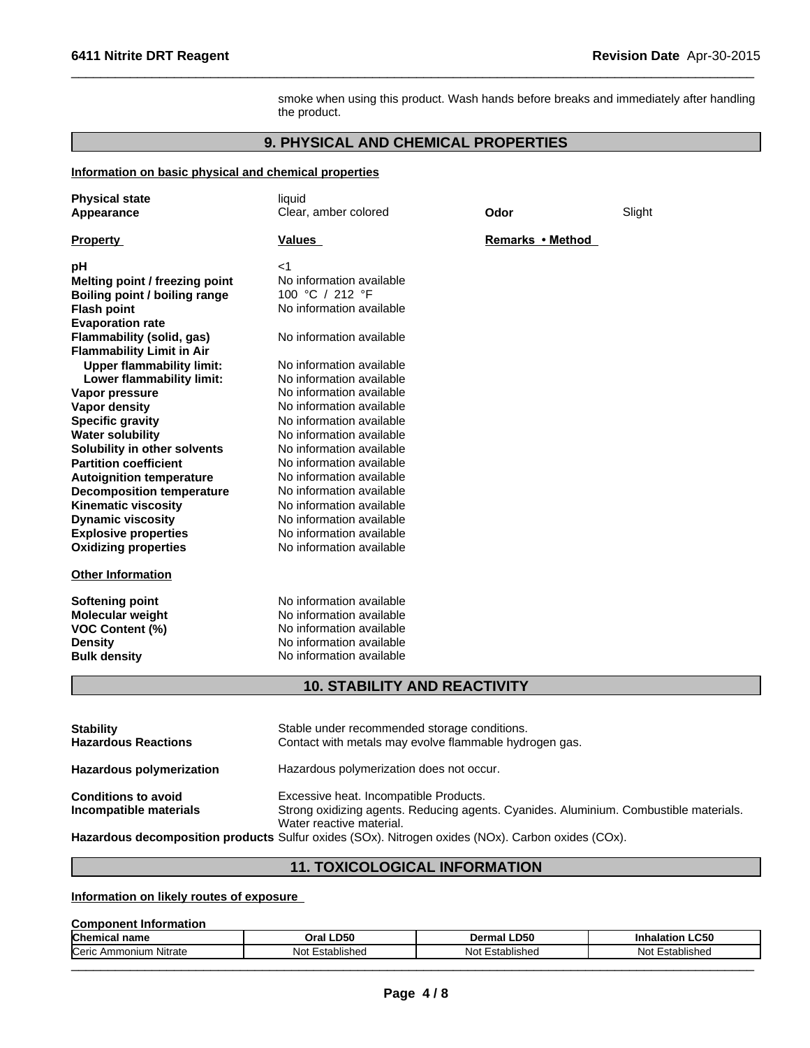smoke when using this product. Wash hands before breaks and immediately after handling the product.

## 9. PHYSICAL AND CHEMICAL PROPERTIES

**Information on basic physical and chemical properties**

| | | | |
|---|---|---|---|
| **Physical state** | liquid | | |
| **Appearance** | Clear, amber colored | **Odor** | Slight |

| **Property** | **Values** | **Remarks • Method** |
|---|---|---|
| **pH** | <1 | |
| **Melting point / freezing point** | No information available | |
| **Boiling point / boiling range** | 100 °C / 212 °F | |
| **Flash point** | No information available | |
| **Evaporation rate** | | |
| **Flammability (solid, gas)** | No information available | |
| **Flammability Limit in Air** | | |
| **Upper flammability limit:** | No information available | |
| **Lower flammability limit:** | No information available | |
| **Vapor pressure** | No information available | |
| **Vapor density** | No information available | |
| **Specific gravity** | No information available | |
| **Water solubility** | No information available | |
| **Solubility in other solvents** | No information available | |
| **Partition coefficient** | No information available | |
| **Autoignition temperature** | No information available | |
| **Decomposition temperature** | No information available | |
| **Kinematic viscosity** | No information available | |
| **Dynamic viscosity** | No information available | |
| **Explosive properties** | No information available | |
| **Oxidizing properties** | No information available | |

**Other Information**

| | |
|---|---|
| **Softening point** | No information available |
| **Molecular weight** | No information available |
| **VOC Content (%)** | No information available |
| **Density** | No information available |
| **Bulk density** | No information available |

## 10. STABILITY AND REACTIVITY

| | |
|---|---|
| **Stability** | Stable under recommended storage conditions. |
| **Hazardous Reactions** | Contact with metals may evolve flammable hydrogen gas. |
| **Hazardous polymerization** | Hazardous polymerization does not occur. |
| **Conditions to avoid** | Excessive heat. Incompatible Products. |
| **Incompatible materials** | Strong oxidizing agents. Reducing agents. Cyanides. Aluminium. Combustible materials. Water reactive material. |
| **Hazardous decomposition products** | Sulfur oxides (SOx). Nitrogen oxides (NOx). Carbon oxides (COx). |

## 11. TOXICOLOGICAL INFORMATION

**Information on likely routes of exposure**

**Component Information**

| Chemical name | Oral LD50 | Dermal LD50 | Inhalation LC50 |
|---|---|---|---|
| Ceric Ammonium Nitrate | Not Established | Not Established | Not Established |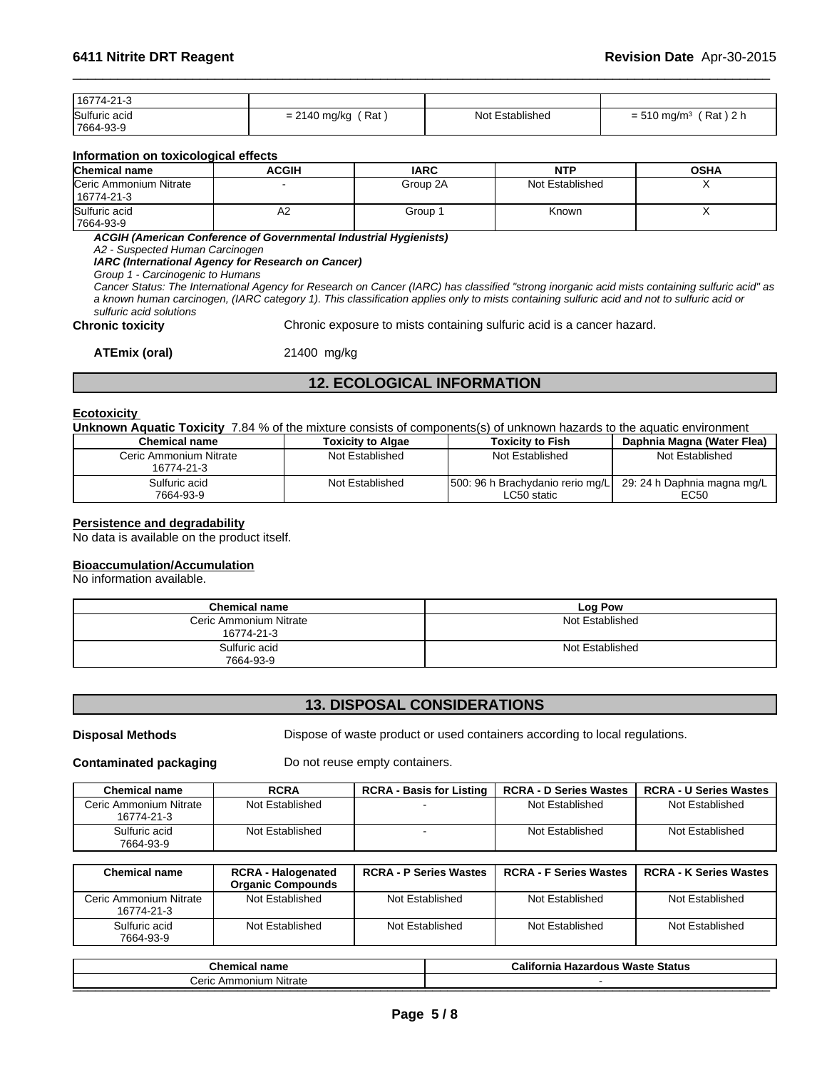| | | | |
|---|---|---|---|
| 16774-21-3 | | | |
| Sulfuric acid<br>7664-93-9 | = 2140 mg/kg ( Rat ) | Not Established | = 510 mg/m³ ( Rat ) 2 h |

**Information on toxicological effects**

| Chemical name | ACGIH | IARC | NTP | OSHA |
|---|---|---|---|---|
| Ceric Ammonium Nitrate<br>16774-21-3 | - | Group 2A | Not Established | X |
| Sulfuric acid<br>7664-93-9 | A2 | Group 1 | Known | X |

***ACGIH (American Conference of Governmental Industrial Hygienists)***

*A2 - Suspected Human Carcinogen*

***IARC (International Agency for Research on Cancer)***

*Group 1 - Carcinogenic to Humans*

*Cancer Status: The International Agency for Research on Cancer (IARC) has classified "strong inorganic acid mists containing sulfuric acid" as a known human carcinogen, (IARC category 1). This classification applies only to mists containing sulfuric acid and not to sulfuric acid or sulfuric acid solutions*

**Chronic toxicity** Chronic exposure to mists containing sulfuric acid is a cancer hazard.

**ATEmix (oral)** 21400 mg/kg

## 12. ECOLOGICAL INFORMATION

**Ecotoxicity**

**Unknown Aquatic Toxicity** 7.84 % of the mixture consists of components(s) of unknown hazards to the aquatic environment

| Chemical name | Toxicity to Algae | Toxicity to Fish | Daphnia Magna (Water Flea) |
|---|---|---|---|
| Ceric Ammonium Nitrate<br>16774-21-3 | Not Established | Not Established | Not Established |
| Sulfuric acid<br>7664-93-9 | Not Established | 500: 96 h Brachydanio rerio mg/L LC50 static | 29: 24 h Daphnia magna mg/L EC50 |

**Persistence and degradability**

No data is available on the product itself.

**Bioaccumulation/Accumulation**

No information available.

| Chemical name | Log Pow |
|---|---|
| Ceric Ammonium Nitrate<br>16774-21-3 | Not Established |
| Sulfuric acid<br>7664-93-9 | Not Established |

## 13. DISPOSAL CONSIDERATIONS

**Disposal Methods** Dispose of waste product or used containers according to local regulations.

**Contaminated packaging** Do not reuse empty containers.

| Chemical name | RCRA | RCRA - Basis for Listing | RCRA - D Series Wastes | RCRA - U Series Wastes |
|---|---|---|---|---|
| Ceric Ammonium Nitrate<br>16774-21-3 | Not Established | - | Not Established | Not Established |
| Sulfuric acid<br>7664-93-9 | Not Established | - | Not Established | Not Established |

| Chemical name | RCRA - Halogenated Organic Compounds | RCRA - P Series Wastes | RCRA - F Series Wastes | RCRA - K Series Wastes |
|---|---|---|---|---|
| Ceric Ammonium Nitrate<br>16774-21-3 | Not Established | Not Established | Not Established | Not Established |
| Sulfuric acid<br>7664-93-9 | Not Established | Not Established | Not Established | Not Established |

| Chemical name | California Hazardous Waste Status |
|---|---|
| Ceric Ammonium Nitrate | - |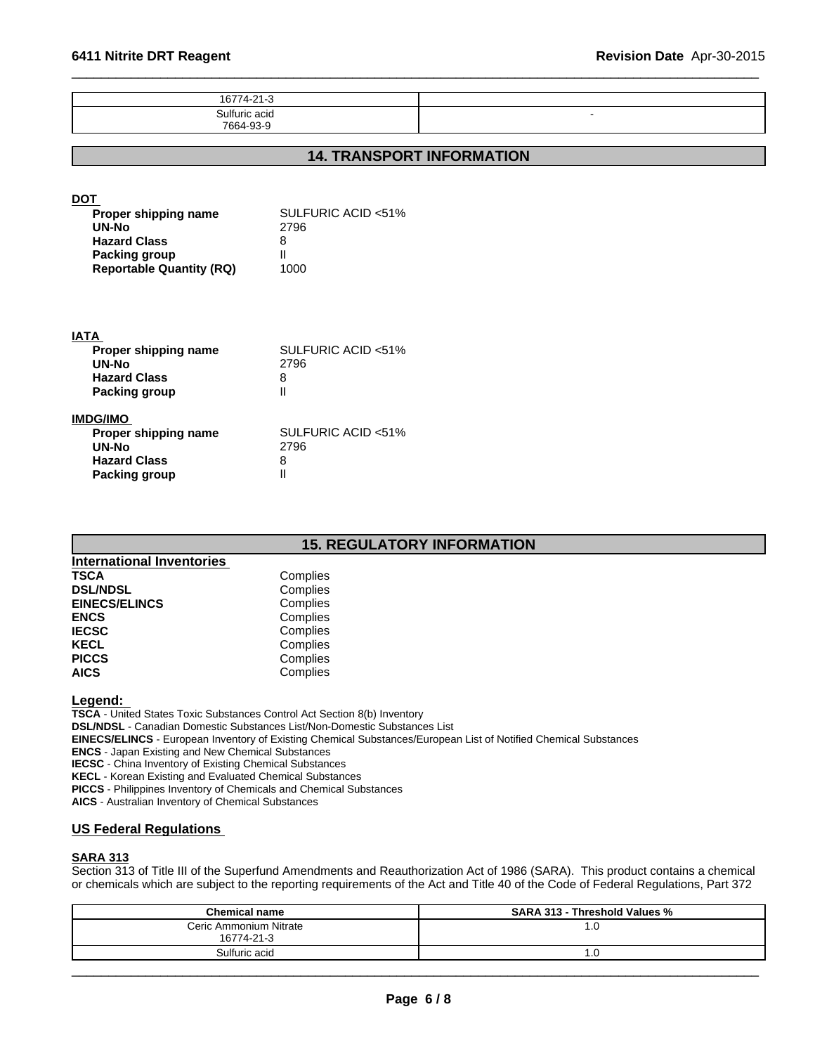| 16774-21-3 | |
|---|---|
| Sulfuric acid<br>7664-93-9 | - |

## 14. TRANSPORT INFORMATION

**DOT**

| | |
|---|---|
| **Proper shipping name** | SULFURIC ACID <51% |
| **UN-No** | 2796 |
| **Hazard Class** | 8 |
| **Packing group** | II |
| **Reportable Quantity (RQ)** | 1000 |

**IATA**

| | |
|---|---|
| **Proper shipping name** | SULFURIC ACID <51% |
| **UN-No** | 2796 |
| **Hazard Class** | 8 |
| **Packing group** | II |

**IMDG/IMO**

| | |
|---|---|
| **Proper shipping name** | SULFURIC ACID <51% |
| **UN-No** | 2796 |
| **Hazard Class** | 8 |
| **Packing group** | II |

## 15. REGULATORY INFORMATION

**International Inventories**

| | |
|---|---|
| **TSCA** | Complies |
| **DSL/NDSL** | Complies |
| **EINECS/ELINCS** | Complies |
| **ENCS** | Complies |
| **IECSC** | Complies |
| **KECL** | Complies |
| **PICCS** | Complies |
| **AICS** | Complies |

**Legend:**

**TSCA** - United States Toxic Substances Control Act Section 8(b) Inventory
**DSL/NDSL** - Canadian Domestic Substances List/Non-Domestic Substances List
**EINECS/ELINCS** - European Inventory of Existing Chemical Substances/European List of Notified Chemical Substances
**ENCS** - Japan Existing and New Chemical Substances
**IECSC** - China Inventory of Existing Chemical Substances
**KECL** - Korean Existing and Evaluated Chemical Substances
**PICCS** - Philippines Inventory of Chemicals and Chemical Substances
**AICS** - Australian Inventory of Chemical Substances

### US Federal Regulations

**SARA 313**

Section 313 of Title III of the Superfund Amendments and Reauthorization Act of 1986 (SARA). This product contains a chemical or chemicals which are subject to the reporting requirements of the Act and Title 40 of the Code of Federal Regulations, Part 372

| Chemical name | SARA 313 - Threshold Values % |
|---|---|
| Ceric Ammonium Nitrate<br>16774-21-3 | 1.0 |
| Sulfuric acid | 1.0 |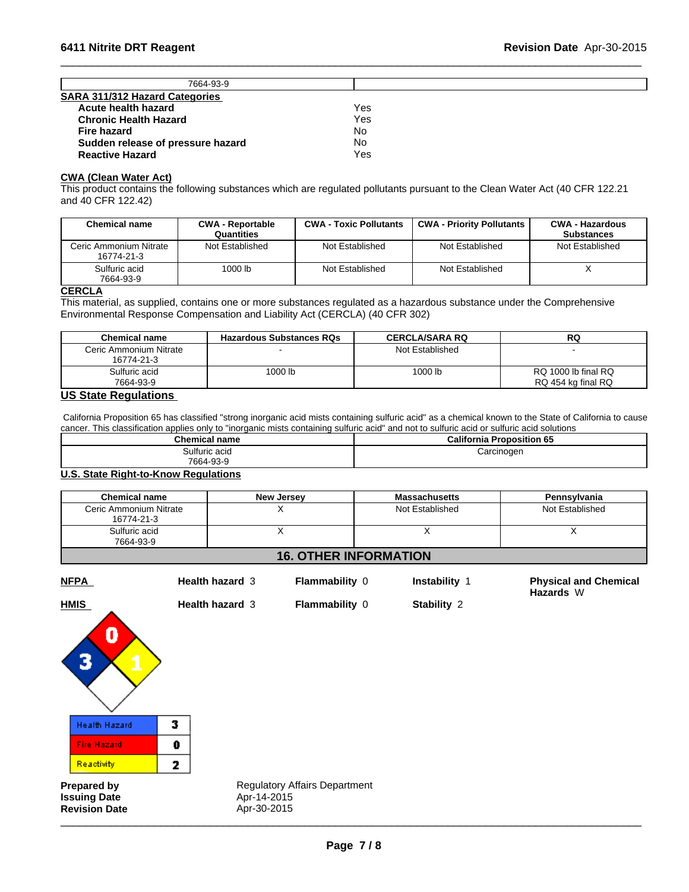| 7664-93-9 | |
|---|---|

**SARA 311/312 Hazard Categories**

| | |
|---|---|
| **Acute health hazard** | Yes |
| **Chronic Health Hazard** | Yes |
| **Fire hazard** | No |
| **Sudden release of pressure hazard** | No |
| **Reactive Hazard** | Yes |

**CWA (Clean Water Act)**

This product contains the following substances which are regulated pollutants pursuant to the Clean Water Act (40 CFR 122.21 and 40 CFR 122.42)

| Chemical name | CWA - Reportable Quantities | CWA - Toxic Pollutants | CWA - Priority Pollutants | CWA - Hazardous Substances |
|---|---|---|---|---|
| Ceric Ammonium Nitrate 16774-21-3 | Not Established | Not Established | Not Established | Not Established |
| Sulfuric acid 7664-93-9 | 1000 lb | Not Established | Not Established | X |

**CERCLA**

This material, as supplied, contains one or more substances regulated as a hazardous substance under the Comprehensive Environmental Response Compensation and Liability Act (CERCLA) (40 CFR 302)

| Chemical name | Hazardous Substances RQs | CERCLA/SARA RQ | RQ |
|---|---|---|---|
| Ceric Ammonium Nitrate 16774-21-3 | - | Not Established | - |
| Sulfuric acid 7664-93-9 | 1000 lb | 1000 lb | RQ 1000 lb final RQ RQ 454 kg final RQ |

**US State Regulations**

California Proposition 65 has classified "strong inorganic acid mists containing sulfuric acid" as a chemical known to the State of California to cause cancer. This classification applies only to "inorganic mists containing sulfuric acid" and not to sulfuric acid or sulfuric acid solutions

| Chemical name | California Proposition 65 |
|---|---|
| Sulfuric acid 7664-93-9 | Carcinogen |

**U.S. State Right-to-Know Regulations**

| Chemical name | New Jersey | Massachusetts | Pennsylvania |
|---|---|---|---|
| Ceric Ammonium Nitrate 16774-21-3 | X | Not Established | Not Established |
| Sulfuric acid 7664-93-9 | X | X | X |

## 16. OTHER INFORMATION

| | | | | |
|---|---|---|---|---|
| **NFPA** | **Health hazard** 3 | **Flammability** 0 | **Instability** 1 | **Physical and Chemical Hazards** W |
| **HMIS** | **Health hazard** 3 | **Flammability** 0 | **Stability** 2 | |

| | |
|---|---|
| Health Hazard | 3 |
| Fire Hazard | 0 |
| Reactivity | 2 |

| | |
|---|---|
| **Prepared by** | Regulatory Affairs Department |
| **Issuing Date** | Apr-14-2015 |
| **Revision Date** | Apr-30-2015 |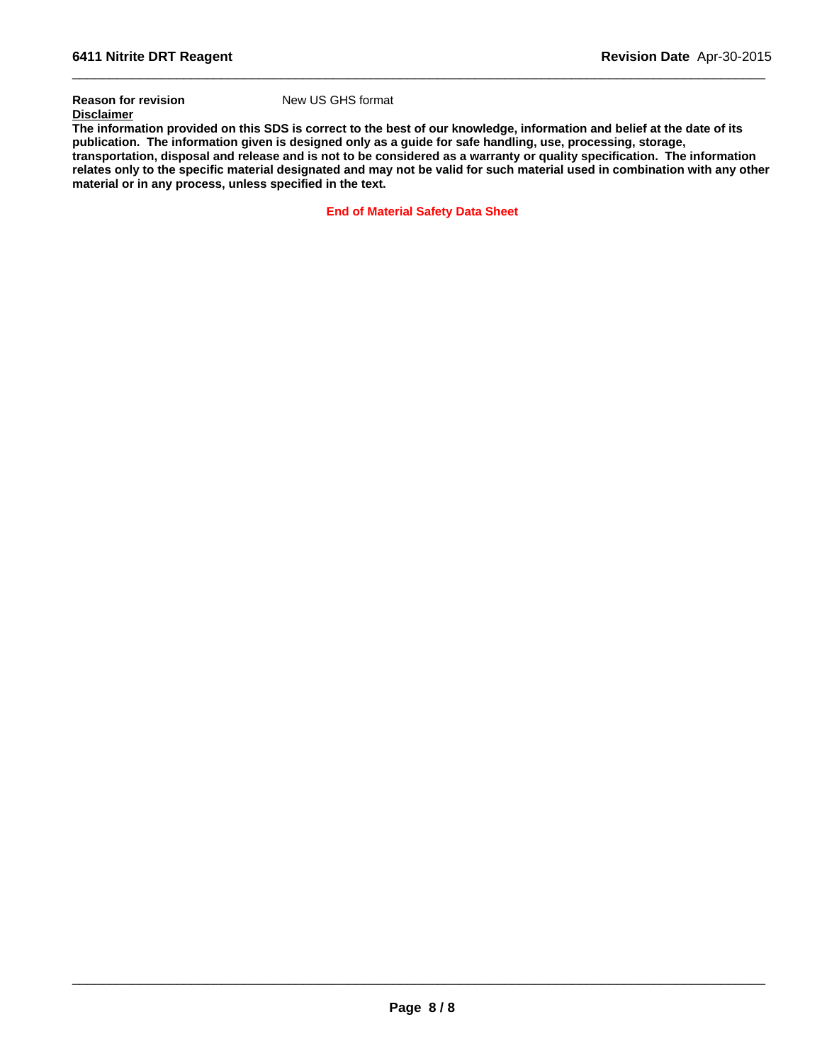**Reason for revision** New US GHS format

**Disclaimer**

**The information provided on this SDS is correct to the best of our knowledge, information and belief at the date of its publication. The information given is designed only as a guide for safe handling, use, processing, storage, transportation, disposal and release and is not to be considered as a warranty or quality specification. The information relates only to the specific material designated and may not be valid for such material used in combination with any other material or in any process, unless specified in the text.**

**End of Material Safety Data Sheet**